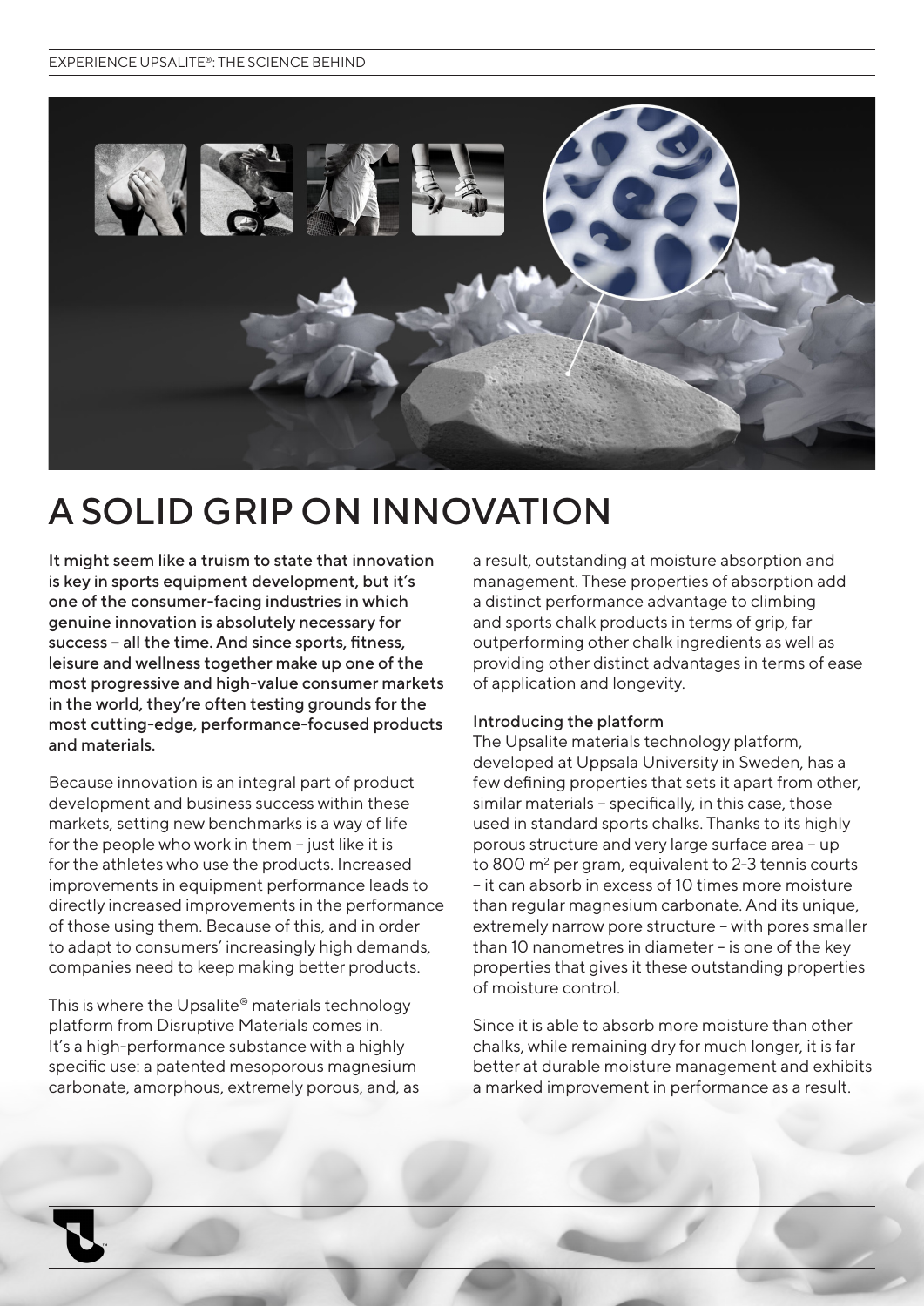# A SOLID GRIP ON INNOVATION

**It might seem like a truism to state that innovation is key in sports equipment development, but it's one of the consumer-facing industries in which genuine innovation is absolutely necessary for success – all the time. And since sports, fitness, leisure and wellness together make up one of the most progressive and high-value consumer markets in the world, they're often testing grounds for the most cutting-edge, performance-focused products and materials.**

Because innovation is an integral part of product development and business success within these markets, setting new benchmarks is a way of life for the people who work in them – just like it is for the athletes who use the products. Increased improvements in equipment performance leads to directly increased improvements in the performance of those using them. Because of this, and in order to adapt to consumers' increasingly high demands, companies need to keep making better products.

This is where the Upsalite® materials technology platform from Disruptive Materials comes in. It's a high-performance substance with a highly specific use: a patented mesoporous magnesium carbonate, amorphous, extremely porous, and, as a result, outstanding at moisture absorption and management. These properties of absorption add a distinct performance advantage to climbing and sports chalk products in terms of grip, far outperforming other chalk ingredients as well as providing other distinct advantages in terms of ease of application and longevity.

### Introducing the platform

The Upsalite materials technology platform, developed at Uppsala University in Sweden, has a few defining properties that sets it apart from other, similar materials – specifically, in this case, those used in standard sports chalks. Thanks to its highly porous structure and very large surface area – up to 800 $m^2$ per gram, equivalent to 2-3 tennis courts – it can absorb in excess of 10 times more moisture than regular magnesium carbonate. And its unique, extremely narrow pore structure – with pores smaller than 10 nanometres in diameter – is one of the key properties that gives it these outstanding properties of moisture control.

Since it is able to absorb more moisture than other chalks, while remaining dry for much longer, it is far better at durable moisture management and exhibits a marked improvement in performance as a result.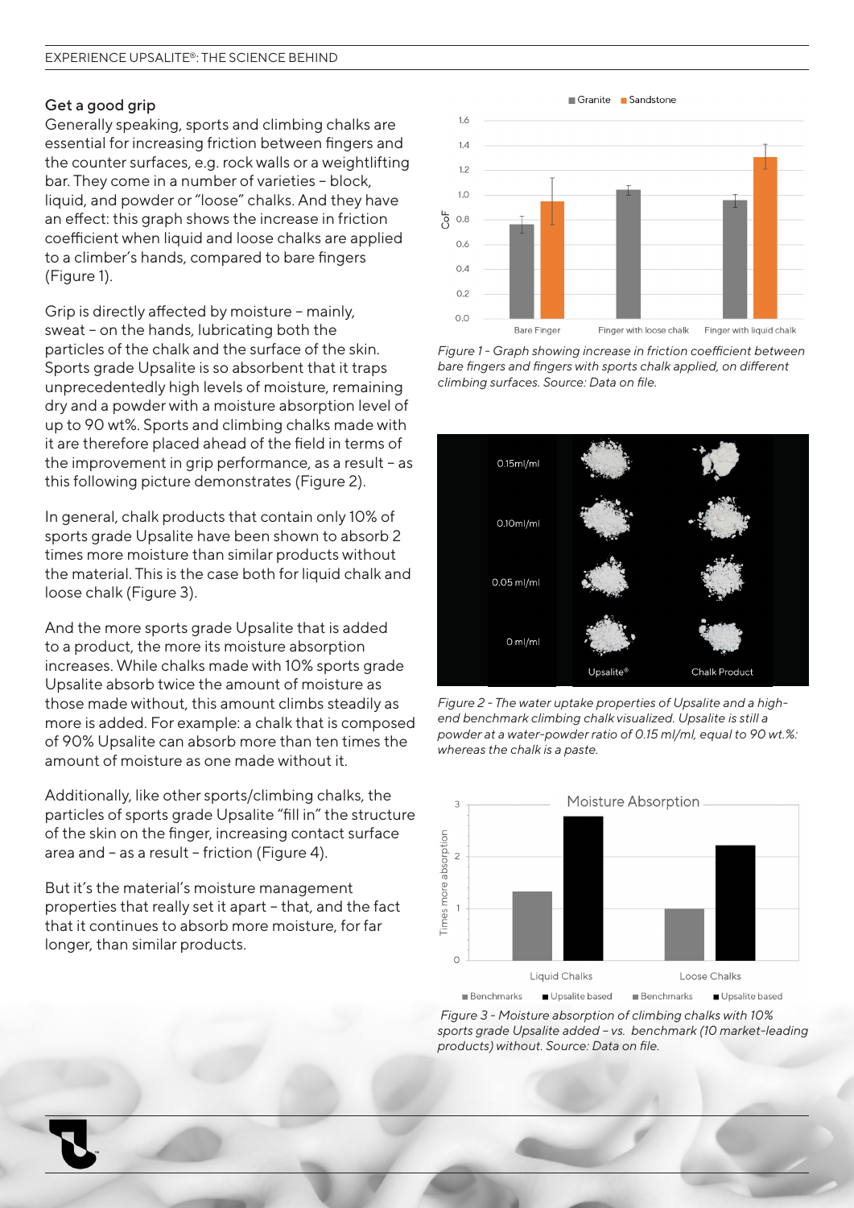## Get a good grip

Generally speaking, sports and climbing chalks are essential for increasing friction between fingers and the counter surfaces, e.g. rock walls or a weightlifting bar. They come in a number of varieties – block, liquid, and powder or "loose" chalks. And they have an effect: this graph shows the increase in friction coefficient when liquid and loose chalks are applied to a climber's hands, compared to bare fingers (Figure 1).

Grip is directly affected by moisture – mainly, sweat – on the hands, lubricating both the particles of the chalk and the surface of the skin. Sports grade Upsalite is so absorbent that it traps unprecedentedly high levels of moisture, remaining dry and a powder with a moisture absorption level of up to 90 wt%. Sports and climbing chalks made with it are therefore placed ahead of the field in terms of the improvement in grip performance, as a result – as this following picture demonstrates (Figure 2).

In general, chalk products that contain only 10% of sports grade Upsalite have been shown to absorb 2 times more moisture than similar products without the material. This is the case both for liquid chalk and loose chalk (Figure 3).

And the more sports grade Upsalite that is added to a product, the more its moisture absorption increases. While chalks made with 10% sports grade Upsalite absorb twice the amount of moisture as those made without, this amount climbs steadily as more is added. For example: a chalk that is composed of 90% Upsalite can absorb more than ten times the amount of moisture as one made without it.

Additionally, like other sports/climbing chalks, the particles of sports grade Upsalite "fill in" the structure of the skin on the finger, increasing contact surface area and – as a result – friction (Figure 4).

But it's the material's moisture management properties that really set it apart – that, and the fact that it continues to absorb more moisture, for far longer, than similar products.

*Figure 1 - Graph showing increase in friction coefficient between bare fingers and fingers with sports chalk applied, on different climbing surfaces. Source: Data on file.*

*Figure 2 - The water uptake properties of Upsalite and a high-end benchmark climbing chalk visualized. Upsalite is still a powder at a water-powder ratio of 0.15 ml/ml, equal to 90 wt.%: whereas the chalk is a paste.*

*Figure 3 - Moisture absorption of climbing chalks with 10% sports grade Upsalite added – vs. benchmark (10 market-leading products) without. Source: Data on file.*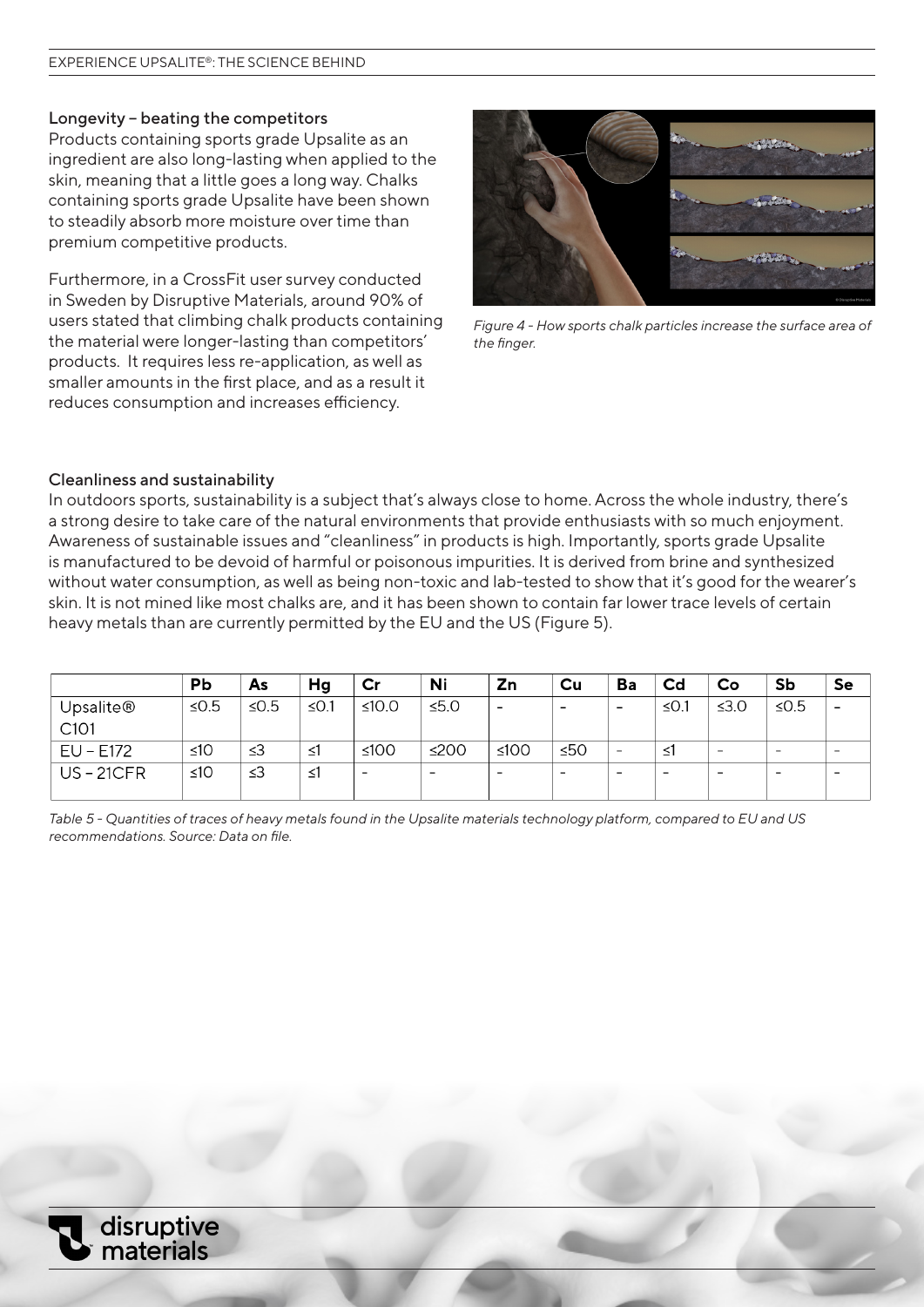### Longevity – beating the competitors

Products containing sports grade Upsalite as an ingredient are also long-lasting when applied to the skin, meaning that a little goes a long way. Chalks containing sports grade Upsalite have been shown to steadily absorb more moisture over time than premium competitive products.

Furthermore, in a CrossFit user survey conducted in Sweden by Disruptive Materials, around 90% of users stated that climbing chalk products containing the material were longer-lasting than competitors' products. It requires less re-application, as well as smaller amounts in the first place, and as a result it reduces consumption and increases efficiency.

*Figure 4 - How sports chalk particles increase the surface area of the finger.*

### Cleanliness and sustainability

In outdoors sports, sustainability is a subject that's always close to home. Across the whole industry, there's a strong desire to take care of the natural environments that provide enthusiasts with so much enjoyment. Awareness of sustainable issues and "cleanliness" in products is high. Importantly, sports grade Upsalite is manufactured to be devoid of harmful or poisonous impurities. It is derived from brine and synthesized without water consumption, as well as being non-toxic and lab-tested to show that it's good for the wearer's skin. It is not mined like most chalks are, and it has been shown to contain far lower trace levels of certain heavy metals than are currently permitted by the EU and the US (Figure 5).

| | Pb | As | Hg | Cr | Ni | Zn | Cu | Ba | Cd | Co | Sb | Se |
|---|---|---|---|---|---|---|---|---|---|---|---|---|
| Upsalite® C101 | ≤0.5 | ≤0.5 | ≤0.1 | ≤10.0 | ≤5.0 | - | - | - | ≤0.1 | ≤3.0 | ≤0.5 | - |
| EU – E172 | ≤10 | ≤3 | ≤1 | ≤100 | ≤200 | ≤100 | ≤50 | - | ≤1 | - | - | - |
| US – 21CFR | ≤10 | ≤3 | ≤1 | - | - | - | - | - | - | - | - | - |

*Table 5 - Quantities of traces of heavy metals found in the Upsalite materials technology platform, compared to EU and US recommendations. Source: Data on file.*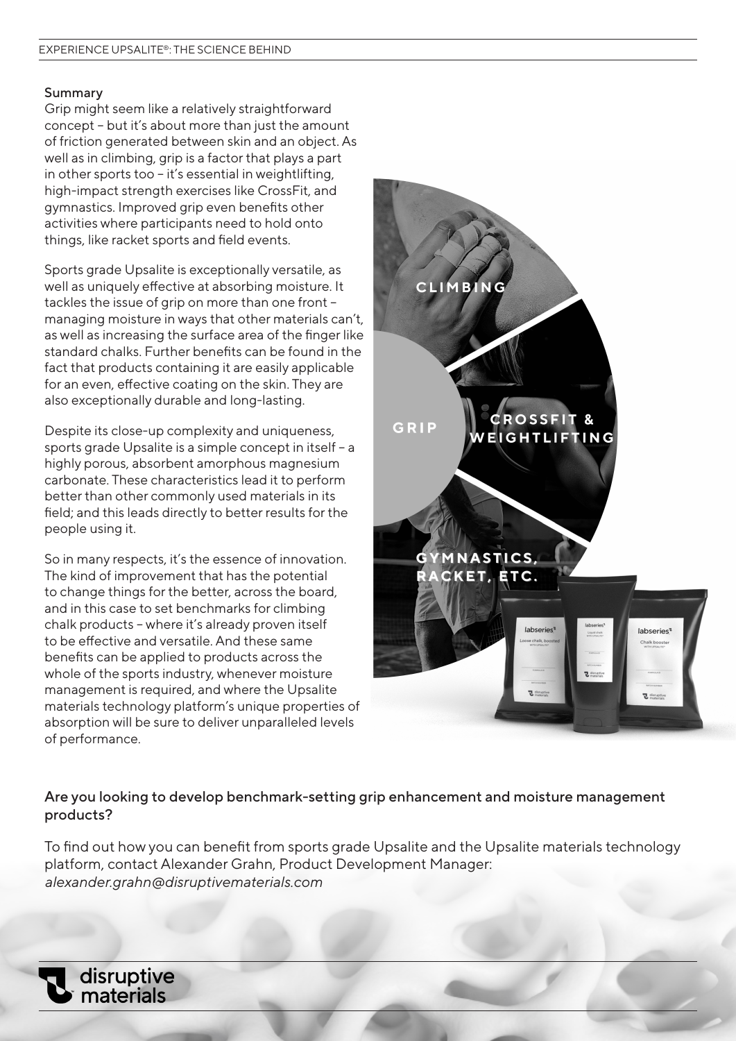## Summary

Grip might seem like a relatively straightforward concept – but it's about more than just the amount of friction generated between skin and an object. As well as in climbing, grip is a factor that plays a part in other sports too – it's essential in weightlifting, high-impact strength exercises like CrossFit, and gymnastics. Improved grip even benefits other activities where participants need to hold onto things, like racket sports and field events.

Sports grade Upsalite is exceptionally versatile, as well as uniquely effective at absorbing moisture. It tackles the issue of grip on more than one front – managing moisture in ways that other materials can't, as well as increasing the surface area of the finger like standard chalks. Further benefits can be found in the fact that products containing it are easily applicable for an even, effective coating on the skin. They are also exceptionally durable and long-lasting.

Despite its close-up complexity and uniqueness, sports grade Upsalite is a simple concept in itself – a highly porous, absorbent amorphous magnesium carbonate. These characteristics lead it to perform better than other commonly used materials in its field; and this leads directly to better results for the people using it.

So in many respects, it's the essence of innovation. The kind of improvement that has the potential to change things for the better, across the board, and in this case to set benchmarks for climbing chalk products – where it's already proven itself to be effective and versatile. And these same benefits can be applied to products across the whole of the sports industry, whenever moisture management is required, and where the Upsalite materials technology platform's unique properties of absorption will be sure to deliver unparalleled levels of performance.

CLIMBING

GRIP

CROSSFIT & WEIGHTLIFTING

GYMNASTICS, RACKET, ETC.

Are you looking to develop benchmark-setting grip enhancement and moisture management products?

To find out how you can benefit from sports grade Upsalite and the Upsalite materials technology platform, contact Alexander Grahn, Product Development Manager:
*alexander.grahn@disruptivematerials.com*

disruptive materials